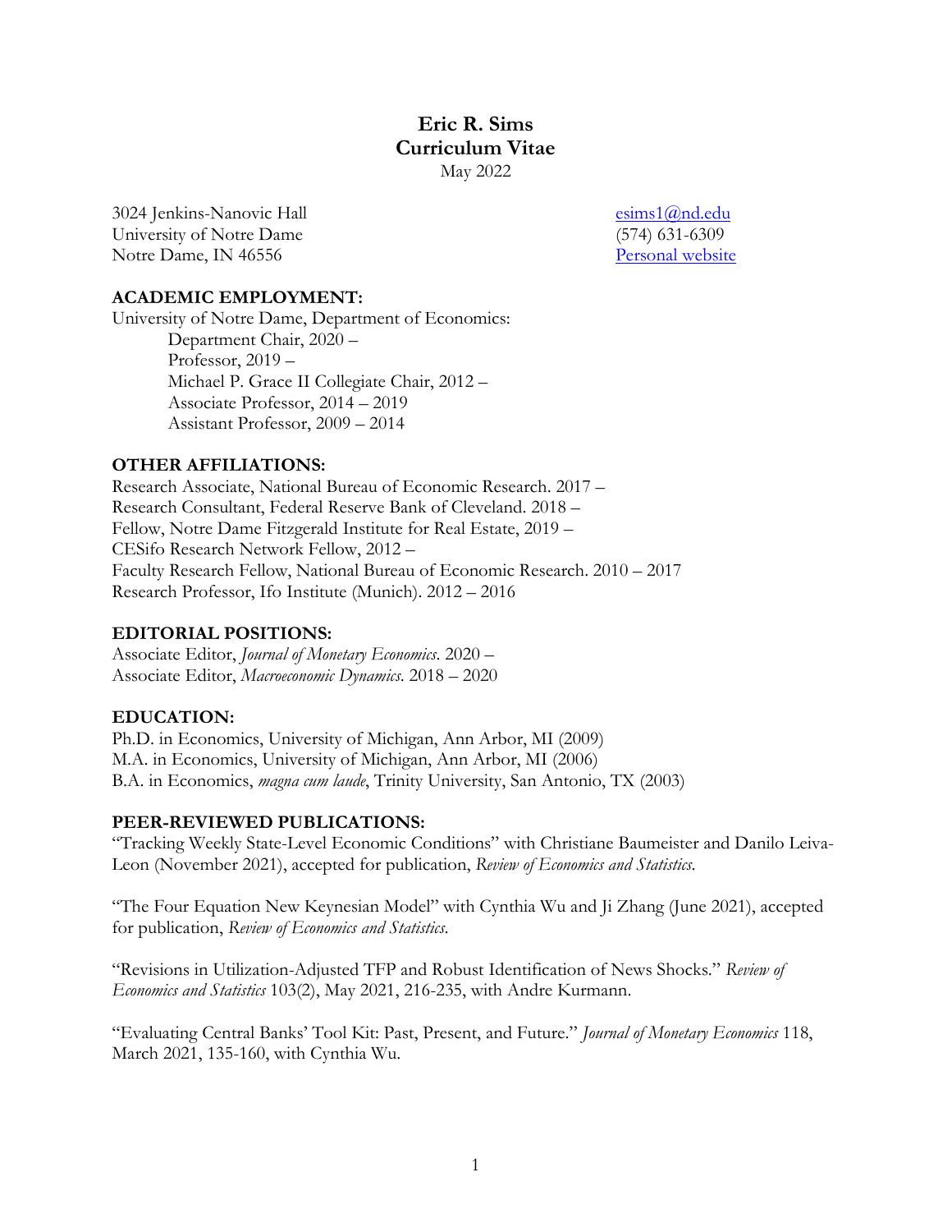# Eric R. Sims
## Curriculum Vitae
May 2022

3024 Jenkins-Nanovic Hall
University of Notre Dame
Notre Dame, IN 46556

esims1@nd.edu
(574) 631-6309
Personal website

### ACADEMIC EMPLOYMENT:

University of Notre Dame, Department of Economics:
- Department Chair, 2020 –
- Professor, 2019 –
- Michael P. Grace II Collegiate Chair, 2012 –
- Associate Professor, 2014 – 2019
- Assistant Professor, 2009 – 2014

### OTHER AFFILIATIONS:

Research Associate, National Bureau of Economic Research. 2017 –
Research Consultant, Federal Reserve Bank of Cleveland. 2018 –
Fellow, Notre Dame Fitzgerald Institute for Real Estate, 2019 –
CESifo Research Network Fellow, 2012 –
Faculty Research Fellow, National Bureau of Economic Research. 2010 – 2017
Research Professor, Ifo Institute (Munich). 2012 – 2016

### EDITORIAL POSITIONS:

Associate Editor, *Journal of Monetary Economics*. 2020 –
Associate Editor, *Macroeconomic Dynamics*. 2018 – 2020

### EDUCATION:

Ph.D. in Economics, University of Michigan, Ann Arbor, MI (2009)
M.A. in Economics, University of Michigan, Ann Arbor, MI (2006)
B.A. in Economics, *magna cum laude*, Trinity University, San Antonio, TX (2003)

### PEER-REVIEWED PUBLICATIONS:

"Tracking Weekly State-Level Economic Conditions" with Christiane Baumeister and Danilo Leiva-Leon (November 2021), accepted for publication, *Review of Economics and Statistics.*

"The Four Equation New Keynesian Model" with Cynthia Wu and Ji Zhang (June 2021), accepted for publication, *Review of Economics and Statistics.*

"Revisions in Utilization-Adjusted TFP and Robust Identification of News Shocks." *Review of Economics and Statistics* 103(2), May 2021, 216-235, with Andre Kurmann.

"Evaluating Central Banks' Tool Kit: Past, Present, and Future." *Journal of Monetary Economics* 118, March 2021, 135-160, with Cynthia Wu.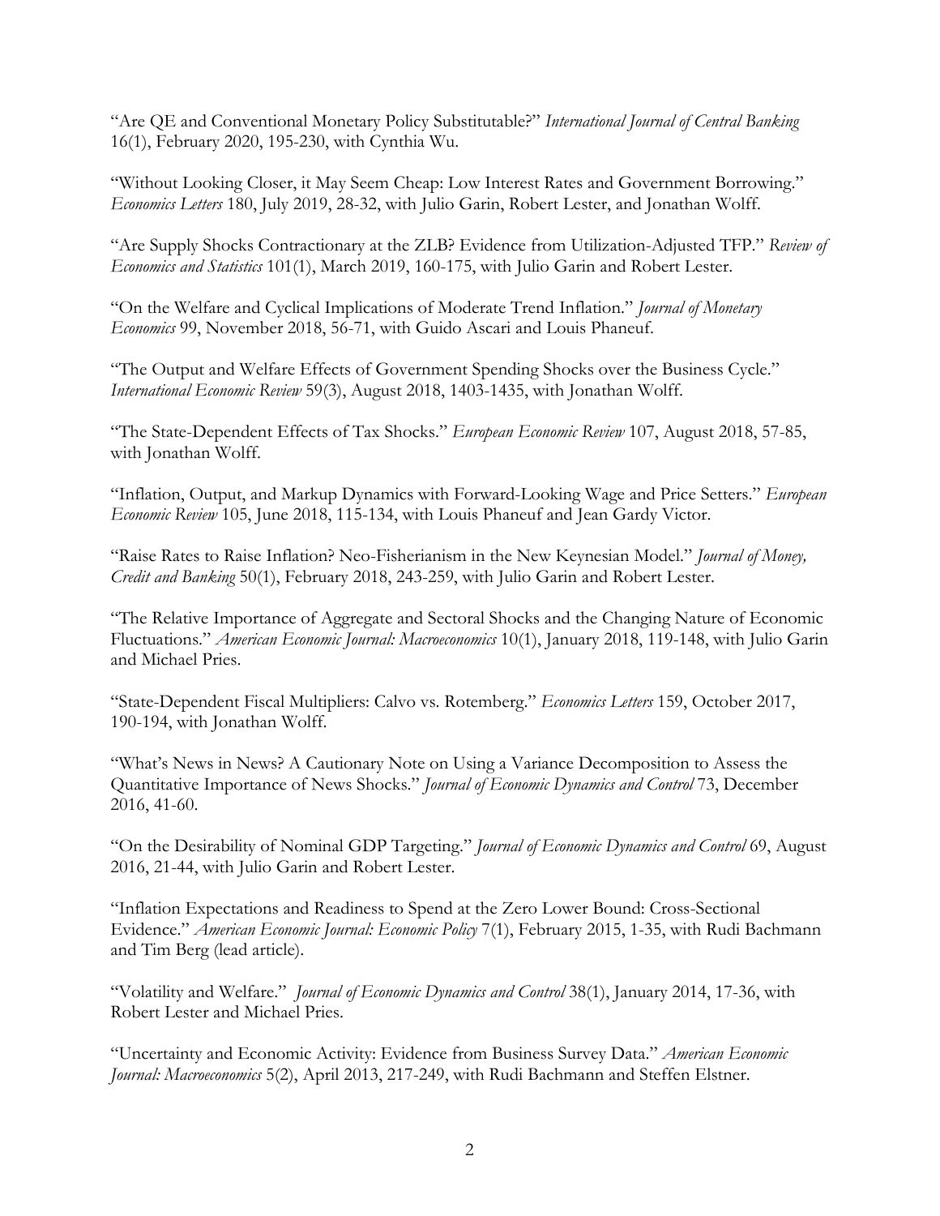"Are QE and Conventional Monetary Policy Substitutable?" *International Journal of Central Banking* 16(1), February 2020, 195-230, with Cynthia Wu.

"Without Looking Closer, it May Seem Cheap: Low Interest Rates and Government Borrowing." *Economics Letters* 180, July 2019, 28-32, with Julio Garin, Robert Lester, and Jonathan Wolff.

"Are Supply Shocks Contractionary at the ZLB? Evidence from Utilization-Adjusted TFP." *Review of Economics and Statistics* 101(1), March 2019, 160-175, with Julio Garin and Robert Lester.

"On the Welfare and Cyclical Implications of Moderate Trend Inflation." *Journal of Monetary Economics* 99, November 2018, 56-71, with Guido Ascari and Louis Phaneuf.

"The Output and Welfare Effects of Government Spending Shocks over the Business Cycle." *International Economic Review* 59(3), August 2018, 1403-1435, with Jonathan Wolff.

"The State-Dependent Effects of Tax Shocks." *European Economic Review* 107, August 2018, 57-85, with Jonathan Wolff.

"Inflation, Output, and Markup Dynamics with Forward-Looking Wage and Price Setters." *European Economic Review* 105, June 2018, 115-134, with Louis Phaneuf and Jean Gardy Victor.

"Raise Rates to Raise Inflation? Neo-Fisherianism in the New Keynesian Model." *Journal of Money, Credit and Banking* 50(1), February 2018, 243-259, with Julio Garin and Robert Lester.

"The Relative Importance of Aggregate and Sectoral Shocks and the Changing Nature of Economic Fluctuations." *American Economic Journal: Macroeconomics* 10(1), January 2018, 119-148, with Julio Garin and Michael Pries.

"State-Dependent Fiscal Multipliers: Calvo vs. Rotemberg." *Economics Letters* 159, October 2017, 190-194, with Jonathan Wolff.

"What's News in News? A Cautionary Note on Using a Variance Decomposition to Assess the Quantitative Importance of News Shocks." *Journal of Economic Dynamics and Control* 73, December 2016, 41-60.

"On the Desirability of Nominal GDP Targeting." *Journal of Economic Dynamics and Control* 69, August 2016, 21-44, with Julio Garin and Robert Lester.

"Inflation Expectations and Readiness to Spend at the Zero Lower Bound: Cross-Sectional Evidence." *American Economic Journal: Economic Policy* 7(1), February 2015, 1-35, with Rudi Bachmann and Tim Berg (lead article).

"Volatility and Welfare." *Journal of Economic Dynamics and Control* 38(1), January 2014, 17-36, with Robert Lester and Michael Pries.

"Uncertainty and Economic Activity: Evidence from Business Survey Data." *American Economic Journal: Macroeconomics* 5(2), April 2013, 217-249, with Rudi Bachmann and Steffen Elstner.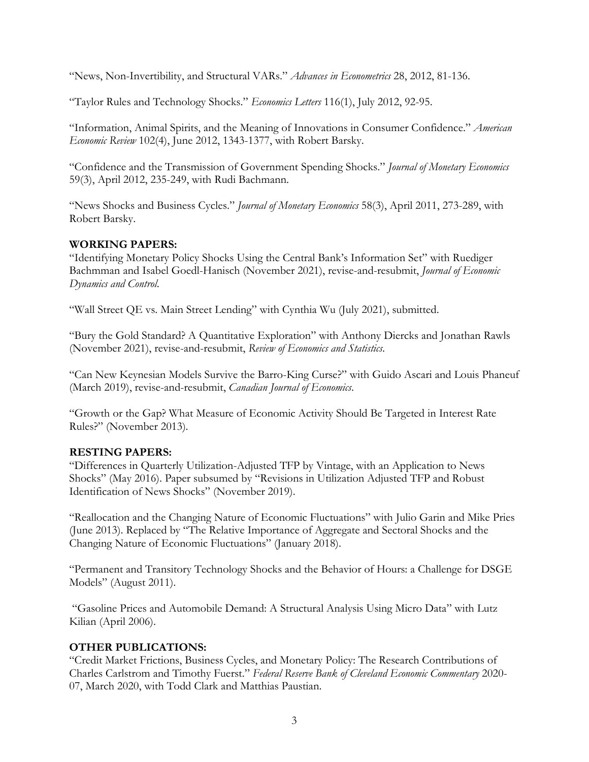"News, Non-Invertibility, and Structural VARs." *Advances in Econometrics* 28, 2012, 81-136.

"Taylor Rules and Technology Shocks." *Economics Letters* 116(1), July 2012, 92-95.

"Information, Animal Spirits, and the Meaning of Innovations in Consumer Confidence." *American Economic Review* 102(4), June 2012, 1343-1377, with Robert Barsky.

"Confidence and the Transmission of Government Spending Shocks." *Journal of Monetary Economics* 59(3), April 2012, 235-249, with Rudi Bachmann.

"News Shocks and Business Cycles." *Journal of Monetary Economics* 58(3), April 2011, 273-289, with Robert Barsky.

**WORKING PAPERS:**

"Identifying Monetary Policy Shocks Using the Central Bank's Information Set" with Ruediger Bachmman and Isabel Goedl-Hanisch (November 2021), revise-and-resubmit, *Journal of Economic Dynamics and Control*.

"Wall Street QE vs. Main Street Lending" with Cynthia Wu (July 2021), submitted.

"Bury the Gold Standard? A Quantitative Exploration" with Anthony Diercks and Jonathan Rawls (November 2021), revise-and-resubmit, *Review of Economics and Statistics*.

"Can New Keynesian Models Survive the Barro-King Curse?" with Guido Ascari and Louis Phaneuf (March 2019), revise-and-resubmit, *Canadian Journal of Economics*.

"Growth or the Gap? What Measure of Economic Activity Should Be Targeted in Interest Rate Rules?" (November 2013).

**RESTING PAPERS:**

"Differences in Quarterly Utilization-Adjusted TFP by Vintage, with an Application to News Shocks" (May 2016). Paper subsumed by "Revisions in Utilization Adjusted TFP and Robust Identification of News Shocks" (November 2019).

"Reallocation and the Changing Nature of Economic Fluctuations" with Julio Garin and Mike Pries (June 2013). Replaced by "The Relative Importance of Aggregate and Sectoral Shocks and the Changing Nature of Economic Fluctuations" (January 2018).

"Permanent and Transitory Technology Shocks and the Behavior of Hours: a Challenge for DSGE Models" (August 2011).

"Gasoline Prices and Automobile Demand: A Structural Analysis Using Micro Data" with Lutz Kilian (April 2006).

**OTHER PUBLICATIONS:**

"Credit Market Frictions, Business Cycles, and Monetary Policy: The Research Contributions of Charles Carlstrom and Timothy Fuerst." *Federal Reserve Bank of Cleveland Economic Commentary* 2020-07, March 2020, with Todd Clark and Matthias Paustian.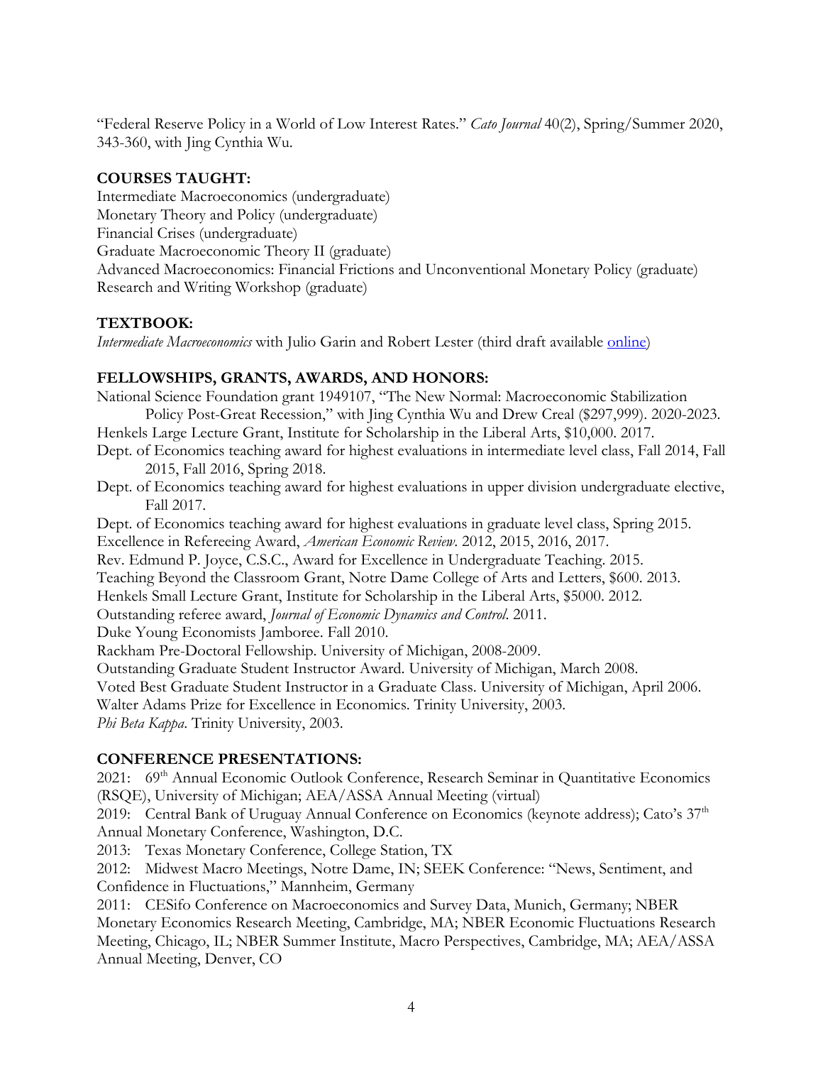"Federal Reserve Policy in a World of Low Interest Rates." *Cato Journal* 40(2), Spring/Summer 2020, 343-360, with Jing Cynthia Wu.

**COURSES TAUGHT:**

Intermediate Macroeconomics (undergraduate)
Monetary Theory and Policy (undergraduate)
Financial Crises (undergraduate)
Graduate Macroeconomic Theory II (graduate)
Advanced Macroeconomics: Financial Frictions and Unconventional Monetary Policy (graduate)
Research and Writing Workshop (graduate)

**TEXTBOOK:**

*Intermediate Macroeconomics* with Julio Garin and Robert Lester (third draft available online)

**FELLOWSHIPS, GRANTS, AWARDS, AND HONORS:**

National Science Foundation grant 1949107, "The New Normal: Macroeconomic Stabilization Policy Post-Great Recession," with Jing Cynthia Wu and Drew Creal ($297,999). 2020-2023.
Henkels Large Lecture Grant, Institute for Scholarship in the Liberal Arts, $10,000. 2017.
Dept. of Economics teaching award for highest evaluations in intermediate level class, Fall 2014, Fall 2015, Fall 2016, Spring 2018.
Dept. of Economics teaching award for highest evaluations in upper division undergraduate elective, Fall 2017.
Dept. of Economics teaching award for highest evaluations in graduate level class, Spring 2015.
Excellence in Refereeing Award, *American Economic Review*. 2012, 2015, 2016, 2017.
Rev. Edmund P. Joyce, C.S.C., Award for Excellence in Undergraduate Teaching. 2015.
Teaching Beyond the Classroom Grant, Notre Dame College of Arts and Letters, $600. 2013.
Henkels Small Lecture Grant, Institute for Scholarship in the Liberal Arts, $5000. 2012.
Outstanding referee award, *Journal of Economic Dynamics and Control*. 2011.
Duke Young Economists Jamboree. Fall 2010.
Rackham Pre-Doctoral Fellowship. University of Michigan, 2008-2009.
Outstanding Graduate Student Instructor Award. University of Michigan, March 2008.
Voted Best Graduate Student Instructor in a Graduate Class. University of Michigan, April 2006.
Walter Adams Prize for Excellence in Economics. Trinity University, 2003.
*Phi Beta Kappa*. Trinity University, 2003.

**CONFERENCE PRESENTATIONS:**

2021: 69th Annual Economic Outlook Conference, Research Seminar in Quantitative Economics (RSQE), University of Michigan; AEA/ASSA Annual Meeting (virtual)
2019: Central Bank of Uruguay Annual Conference on Economics (keynote address); Cato's 37th Annual Monetary Conference, Washington, D.C.
2013: Texas Monetary Conference, College Station, TX
2012: Midwest Macro Meetings, Notre Dame, IN; SEEK Conference: "News, Sentiment, and Confidence in Fluctuations," Mannheim, Germany
2011: CESifo Conference on Macroeconomics and Survey Data, Munich, Germany; NBER Monetary Economics Research Meeting, Cambridge, MA; NBER Economic Fluctuations Research Meeting, Chicago, IL; NBER Summer Institute, Macro Perspectives, Cambridge, MA; AEA/ASSA Annual Meeting, Denver, CO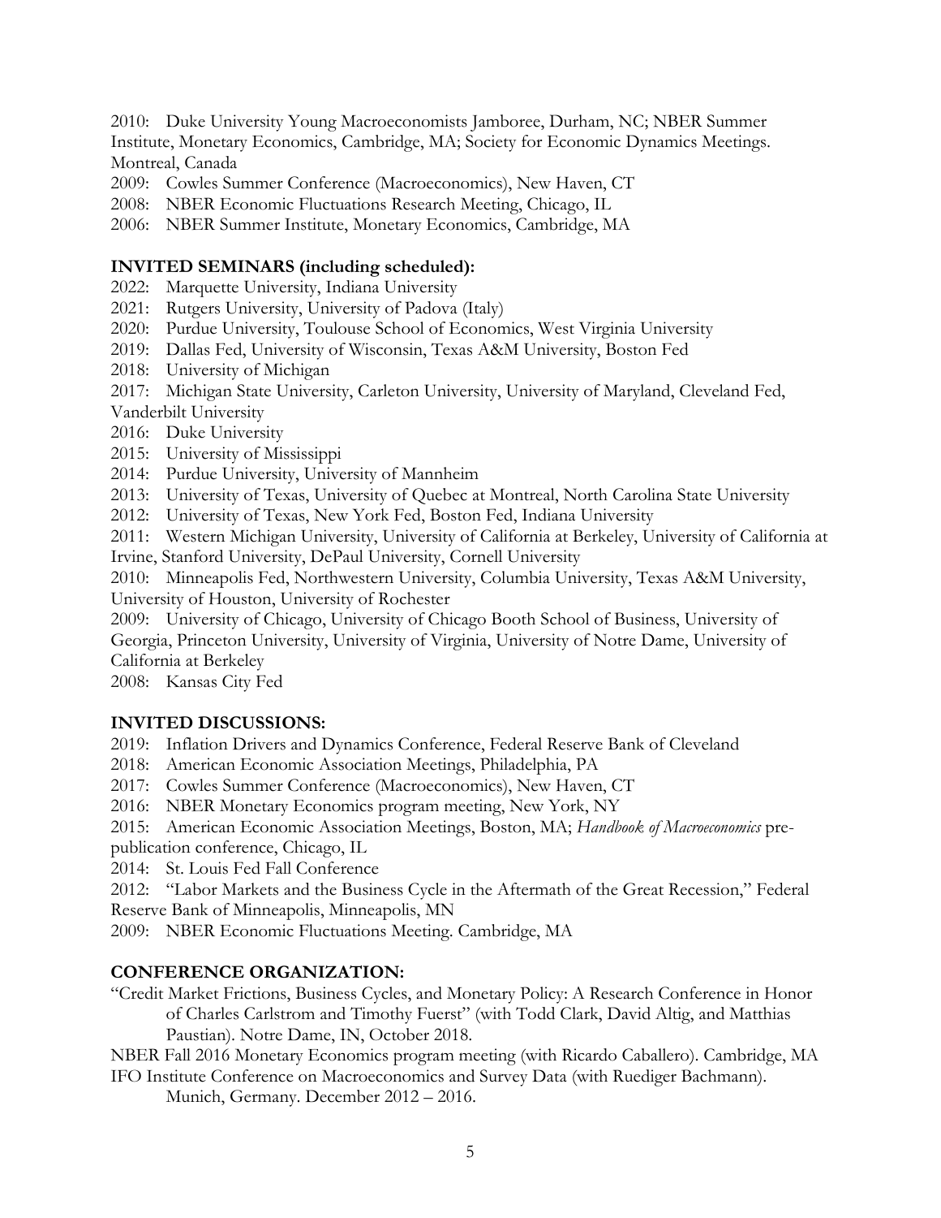2010: Duke University Young Macroeconomists Jamboree, Durham, NC; NBER Summer Institute, Monetary Economics, Cambridge, MA; Society for Economic Dynamics Meetings. Montreal, Canada

2009: Cowles Summer Conference (Macroeconomics), New Haven, CT

2008: NBER Economic Fluctuations Research Meeting, Chicago, IL

2006: NBER Summer Institute, Monetary Economics, Cambridge, MA

### INVITED SEMINARS (including scheduled):

2022: Marquette University, Indiana University

2021: Rutgers University, University of Padova (Italy)

2020: Purdue University, Toulouse School of Economics, West Virginia University

2019: Dallas Fed, University of Wisconsin, Texas A&M University, Boston Fed

2018: University of Michigan

2017: Michigan State University, Carleton University, University of Maryland, Cleveland Fed, Vanderbilt University

2016: Duke University

2015: University of Mississippi

2014: Purdue University, University of Mannheim

2013: University of Texas, University of Quebec at Montreal, North Carolina State University

2012: University of Texas, New York Fed, Boston Fed, Indiana University

2011: Western Michigan University, University of California at Berkeley, University of California at Irvine, Stanford University, DePaul University, Cornell University

2010: Minneapolis Fed, Northwestern University, Columbia University, Texas A&M University, University of Houston, University of Rochester

2009: University of Chicago, University of Chicago Booth School of Business, University of Georgia, Princeton University, University of Virginia, University of Notre Dame, University of California at Berkeley

2008: Kansas City Fed

### INVITED DISCUSSIONS:

2019: Inflation Drivers and Dynamics Conference, Federal Reserve Bank of Cleveland

2018: American Economic Association Meetings, Philadelphia, PA

2017: Cowles Summer Conference (Macroeconomics), New Haven, CT

2016: NBER Monetary Economics program meeting, New York, NY

2015: American Economic Association Meetings, Boston, MA; *Handbook of Macroeconomics* pre-publication conference, Chicago, IL

2014: St. Louis Fed Fall Conference

2012: "Labor Markets and the Business Cycle in the Aftermath of the Great Recession," Federal Reserve Bank of Minneapolis, Minneapolis, MN

2009: NBER Economic Fluctuations Meeting. Cambridge, MA

### CONFERENCE ORGANIZATION:

"Credit Market Frictions, Business Cycles, and Monetary Policy: A Research Conference in Honor of Charles Carlstrom and Timothy Fuerst" (with Todd Clark, David Altig, and Matthias Paustian). Notre Dame, IN, October 2018.

NBER Fall 2016 Monetary Economics program meeting (with Ricardo Caballero). Cambridge, MA

IFO Institute Conference on Macroeconomics and Survey Data (with Ruediger Bachmann). Munich, Germany. December 2012 – 2016.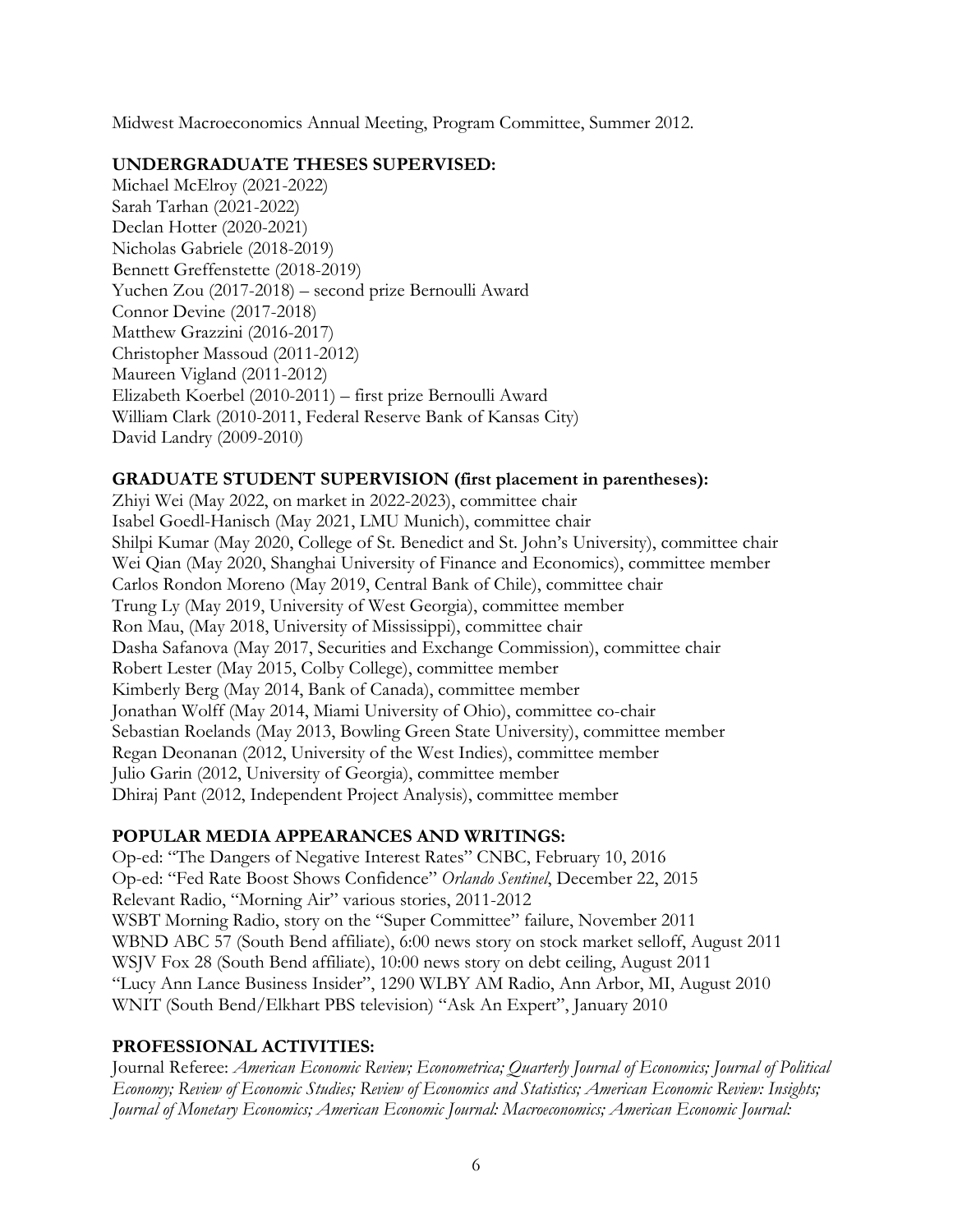Midwest Macroeconomics Annual Meeting, Program Committee, Summer 2012.

## UNDERGRADUATE THESES SUPERVISED:

Michael McElroy (2021-2022)
Sarah Tarhan (2021-2022)
Declan Hotter (2020-2021)
Nicholas Gabriele (2018-2019)
Bennett Greffenstette (2018-2019)
Yuchen Zou (2017-2018) – second prize Bernoulli Award
Connor Devine (2017-2018)
Matthew Grazzini (2016-2017)
Christopher Massoud (2011-2012)
Maureen Vigland (2011-2012)
Elizabeth Koerbel (2010-2011) – first prize Bernoulli Award
William Clark (2010-2011, Federal Reserve Bank of Kansas City)
David Landry (2009-2010)

## GRADUATE STUDENT SUPERVISION (first placement in parentheses):

Zhiyi Wei (May 2022, on market in 2022-2023), committee chair
Isabel Goedl-Hanisch (May 2021, LMU Munich), committee chair
Shilpi Kumar (May 2020, College of St. Benedict and St. John's University), committee chair
Wei Qian (May 2020, Shanghai University of Finance and Economics), committee member
Carlos Rondon Moreno (May 2019, Central Bank of Chile), committee chair
Trung Ly (May 2019, University of West Georgia), committee member
Ron Mau, (May 2018, University of Mississippi), committee chair
Dasha Safanova (May 2017, Securities and Exchange Commission), committee chair
Robert Lester (May 2015, Colby College), committee member
Kimberly Berg (May 2014, Bank of Canada), committee member
Jonathan Wolff (May 2014, Miami University of Ohio), committee co-chair
Sebastian Roelands (May 2013, Bowling Green State University), committee member
Regan Deonanan (2012, University of the West Indies), committee member
Julio Garin (2012, University of Georgia), committee member
Dhiraj Pant (2012, Independent Project Analysis), committee member

## POPULAR MEDIA APPEARANCES AND WRITINGS:

Op-ed: "The Dangers of Negative Interest Rates" CNBC, February 10, 2016
Op-ed: "Fed Rate Boost Shows Confidence" *Orlando Sentinel*, December 22, 2015
Relevant Radio, "Morning Air" various stories, 2011-2012
WSBT Morning Radio, story on the "Super Committee" failure, November 2011
WBND ABC 57 (South Bend affiliate), 6:00 news story on stock market selloff, August 2011
WSJV Fox 28 (South Bend affiliate), 10:00 news story on debt ceiling, August 2011
"Lucy Ann Lance Business Insider", 1290 WLBY AM Radio, Ann Arbor, MI, August 2010
WNIT (South Bend/Elkhart PBS television) "Ask An Expert", January 2010

## PROFESSIONAL ACTIVITIES:

Journal Referee: *American Economic Review; Econometrica; Quarterly Journal of Economics; Journal of Political Economy; Review of Economic Studies; Review of Economics and Statistics; American Economic Review: Insights; Journal of Monetary Economics; American Economic Journal: Macroeconomics; American Economic Journal:*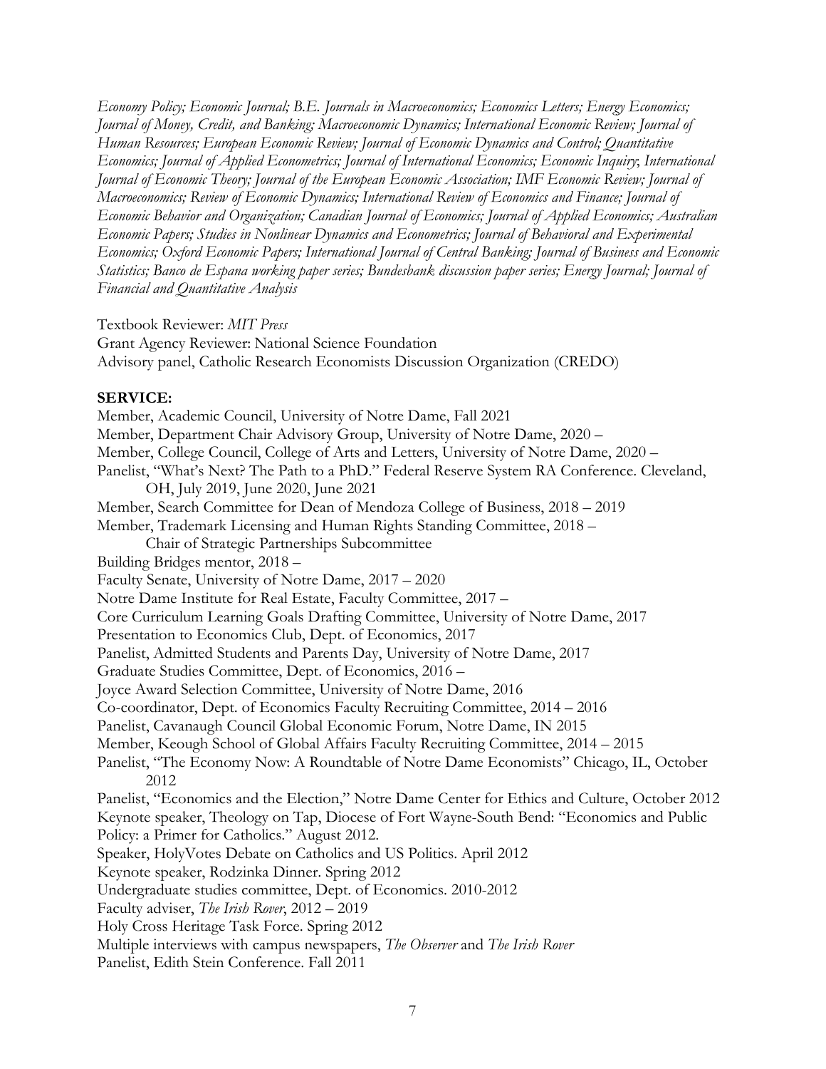*Economy Policy; Economic Journal; B.E. Journals in Macroeconomics; Economics Letters; Energy Economics; Journal of Money, Credit, and Banking; Macroeconomic Dynamics; International Economic Review; Journal of Human Resources; European Economic Review; Journal of Economic Dynamics and Control; Quantitative Economics; Journal of Applied Econometrics; Journal of International Economics; Economic Inquiry*; *International Journal of Economic Theory; Journal of the European Economic Association; IMF Economic Review; Journal of Macroeconomics; Review of Economic Dynamics; International Review of Economics and Finance; Journal of Economic Behavior and Organization; Canadian Journal of Economics; Journal of Applied Economics; Australian Economic Papers; Studies in Nonlinear Dynamics and Econometrics; Journal of Behavioral and Experimental Economics; Oxford Economic Papers; International Journal of Central Banking; Journal of Business and Economic Statistics; Banco de Espana working paper series; Bundesbank discussion paper series; Energy Journal; Journal of Financial and Quantitative Analysis*

Textbook Reviewer: *MIT Press*
Grant Agency Reviewer: National Science Foundation
Advisory panel, Catholic Research Economists Discussion Organization (CREDO)

**SERVICE:**

Member, Academic Council, University of Notre Dame, Fall 2021
Member, Department Chair Advisory Group, University of Notre Dame, 2020 –
Member, College Council, College of Arts and Letters, University of Notre Dame, 2020 –
Panelist, "What's Next? The Path to a PhD." Federal Reserve System RA Conference. Cleveland, OH, July 2019, June 2020, June 2021
Member, Search Committee for Dean of Mendoza College of Business, 2018 – 2019
Member, Trademark Licensing and Human Rights Standing Committee, 2018 –
Chair of Strategic Partnerships Subcommittee
Building Bridges mentor, 2018 –
Faculty Senate, University of Notre Dame, 2017 – 2020
Notre Dame Institute for Real Estate, Faculty Committee, 2017 –
Core Curriculum Learning Goals Drafting Committee, University of Notre Dame, 2017
Presentation to Economics Club, Dept. of Economics, 2017
Panelist, Admitted Students and Parents Day, University of Notre Dame, 2017
Graduate Studies Committee, Dept. of Economics, 2016 –
Joyce Award Selection Committee, University of Notre Dame, 2016
Co-coordinator, Dept. of Economics Faculty Recruiting Committee, 2014 – 2016
Panelist, Cavanaugh Council Global Economic Forum, Notre Dame, IN 2015
Member, Keough School of Global Affairs Faculty Recruiting Committee, 2014 – 2015
Panelist, "The Economy Now: A Roundtable of Notre Dame Economists" Chicago, IL, October 2012
Panelist, "Economics and the Election," Notre Dame Center for Ethics and Culture, October 2012
Keynote speaker, Theology on Tap, Diocese of Fort Wayne-South Bend: "Economics and Public Policy: a Primer for Catholics." August 2012.
Speaker, HolyVotes Debate on Catholics and US Politics. April 2012
Keynote speaker, Rodzinka Dinner. Spring 2012
Undergraduate studies committee, Dept. of Economics. 2010-2012
Faculty adviser, *The Irish Rover*, 2012 – 2019
Holy Cross Heritage Task Force. Spring 2012
Multiple interviews with campus newspapers, *The Observer* and *The Irish Rover*
Panelist, Edith Stein Conference. Fall 2011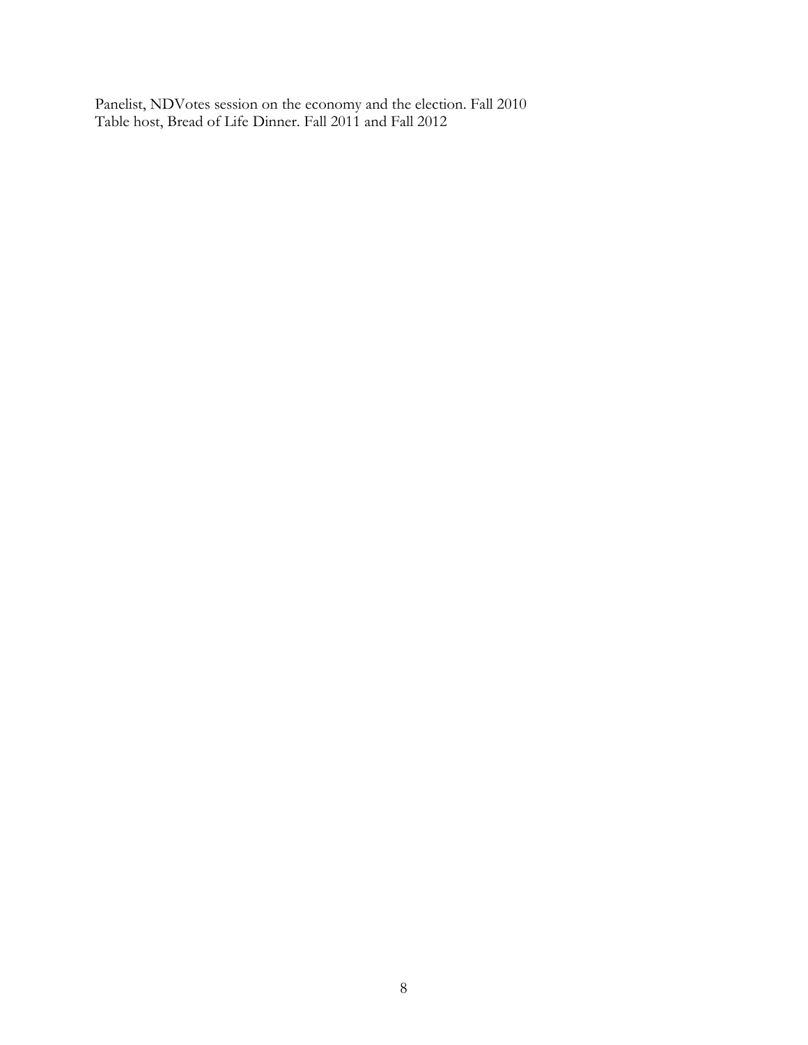Panelist, NDVotes session on the economy and the election. Fall 2010
Table host, Bread of Life Dinner. Fall 2011 and Fall 2012